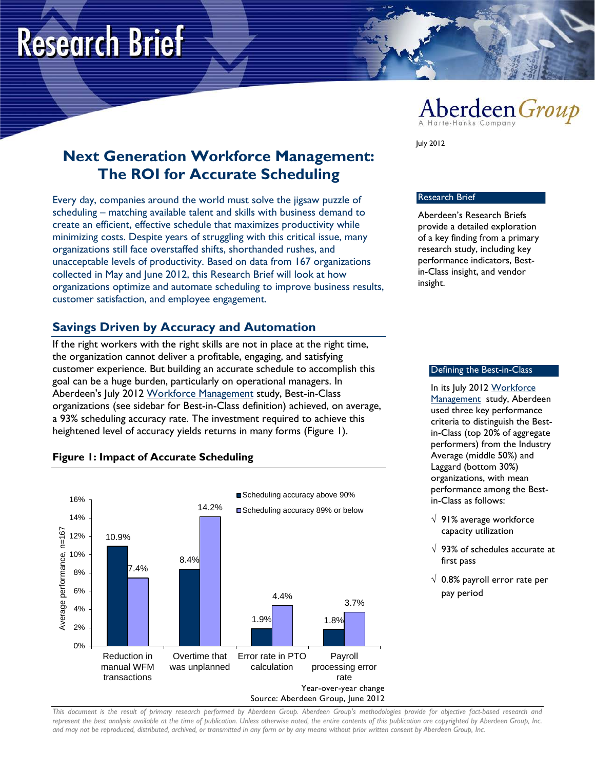# Research Brief

Aberdeen Group
A Harte-Hanks Company

July 2012

## Next Generation Workforce Management: The ROI for Accurate Scheduling

Every day, companies around the world must solve the jigsaw puzzle of scheduling – matching available talent and skills with business demand to create an efficient, effective schedule that maximizes productivity while minimizing costs. Despite years of struggling with this critical issue, many organizations still face overstaffed shifts, shorthanded rushes, and unacceptable levels of productivity. Based on data from 167 organizations collected in May and June 2012, this Research Brief will look at how organizations optimize and automate scheduling to improve business results, customer satisfaction, and employee engagement.

### Research Brief

Aberdeen's Research Briefs provide a detailed exploration of a key finding from a primary research study, including key performance indicators, Best-in-Class insight, and vendor insight.

## Savings Driven by Accuracy and Automation

If the right workers with the right skills are not in place at the right time, the organization cannot deliver a profitable, engaging, and satisfying customer experience. But building an accurate schedule to accomplish this goal can be a huge burden, particularly on operational managers. In Aberdeen's July 2012 Workforce Management study, Best-in-Class organizations (see sidebar for Best-in-Class definition) achieved, on average, a 93% scheduling accuracy rate. The investment required to achieve this heightened level of accuracy yields returns in many forms (Figure 1).

### Defining the Best-in-Class

In its July 2012 Workforce Management study, Aberdeen used three key performance criteria to distinguish the Best-in-Class (top 20% of aggregate performers) from the Industry Average (middle 50%) and Laggard (bottom 30%) organizations, with mean performance among the Best-in-Class as follows:

- √ 91% average workforce capacity utilization
- √ 93% of schedules accurate at first pass
- √ 0.8% payroll error rate per pay period

**Figure 1: Impact of Accurate Scheduling**

| Average performance, n=167 | Scheduling accuracy above 90% | Scheduling accuracy 89% or below |
|---|---|---|
| Reduction in manual WFM transactions | 10.9% | 7.4% |
| Overtime that was unplanned | 8.4% | 14.2% |
| Error rate in PTO calculation | 1.9% | 4.4% |
| Payroll processing error rate | 1.8% | 3.7% |

Year-over-year change

Source: Aberdeen Group, June 2012

*This document is the result of primary research performed by Aberdeen Group. Aberdeen Group's methodologies provide for objective fact-based research and represent the best analysis available at the time of publication. Unless otherwise noted, the entire contents of this publication are copyrighted by Aberdeen Group, Inc. and may not be reproduced, distributed, archived, or transmitted in any form or by any means without prior written consent by Aberdeen Group, Inc.*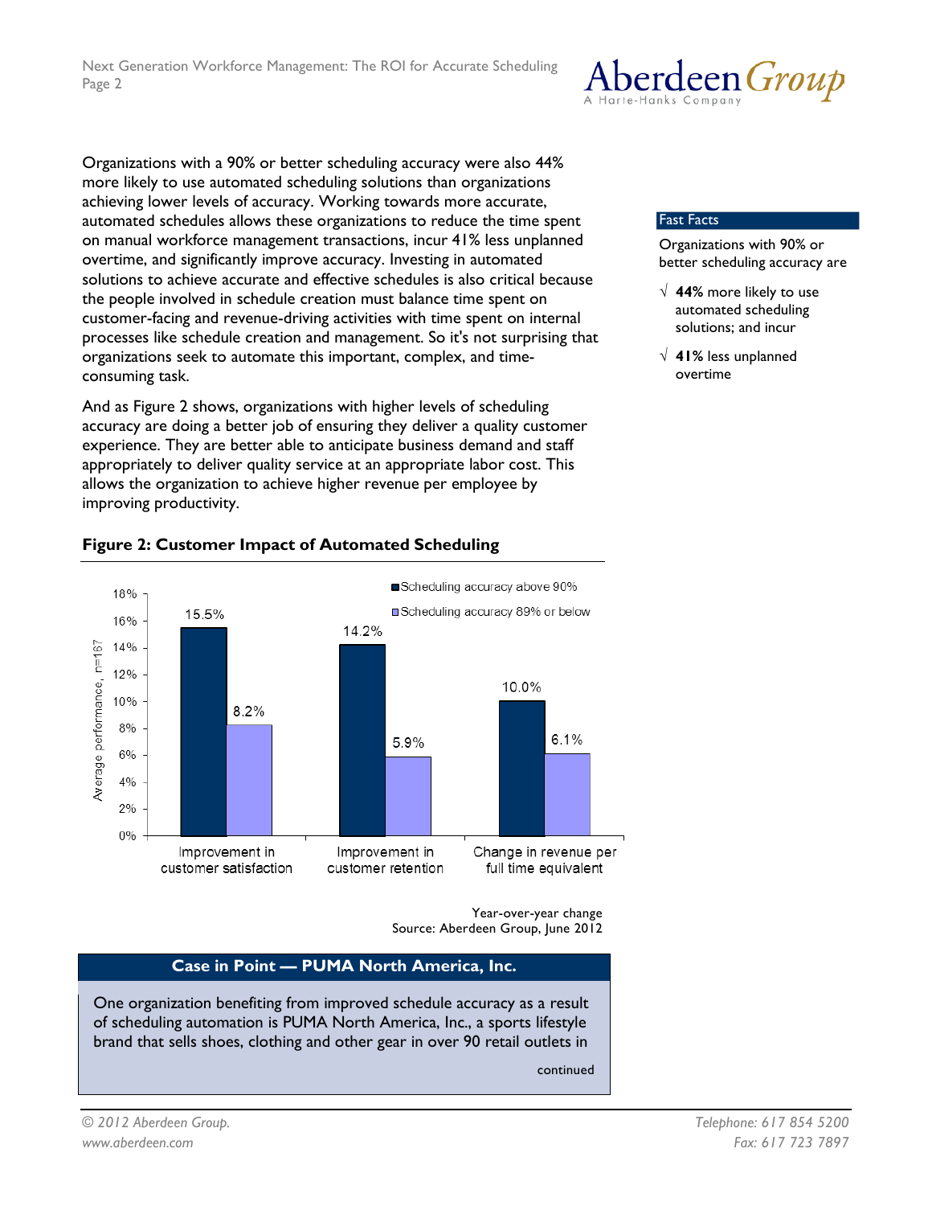Organizations with a 90% or better scheduling accuracy were also 44% more likely to use automated scheduling solutions than organizations achieving lower levels of accuracy. Working towards more accurate, automated schedules allows these organizations to reduce the time spent on manual workforce management transactions, incur 41% less unplanned overtime, and significantly improve accuracy. Investing in automated solutions to achieve accurate and effective schedules is also critical because the people involved in schedule creation must balance time spent on customer-facing and revenue-driving activities with time spent on internal processes like schedule creation and management. So it's not surprising that organizations seek to automate this important, complex, and time-consuming task.

### Fast Facts

Organizations with 90% or better scheduling accuracy are

- √ **44%** more likely to use automated scheduling solutions; and incur
- √ **41%** less unplanned overtime

And as Figure 2 shows, organizations with higher levels of scheduling accuracy are doing a better job of ensuring they deliver a quality customer experience. They are better able to anticipate business demand and staff appropriately to deliver quality service at an appropriate labor cost. This allows the organization to achieve higher revenue per employee by improving productivity.

**Figure 2: Customer Impact of Automated Scheduling**

| Average performance, n=167 | Scheduling accuracy above 90% | Scheduling accuracy 89% or below |
|---|---|---|
| Improvement in customer satisfaction | 15.5% | 8.2% |
| Improvement in customer retention | 14.2% | 5.9% |
| Change in revenue per full time equivalent | 10.0% | 6.1% |

Year-over-year change
Source: Aberdeen Group, June 2012

### Case in Point — PUMA North America, Inc.

One organization benefiting from improved schedule accuracy as a result of scheduling automation is PUMA North America, Inc., a sports lifestyle brand that sells shoes, clothing and other gear in over 90 retail outlets in

continued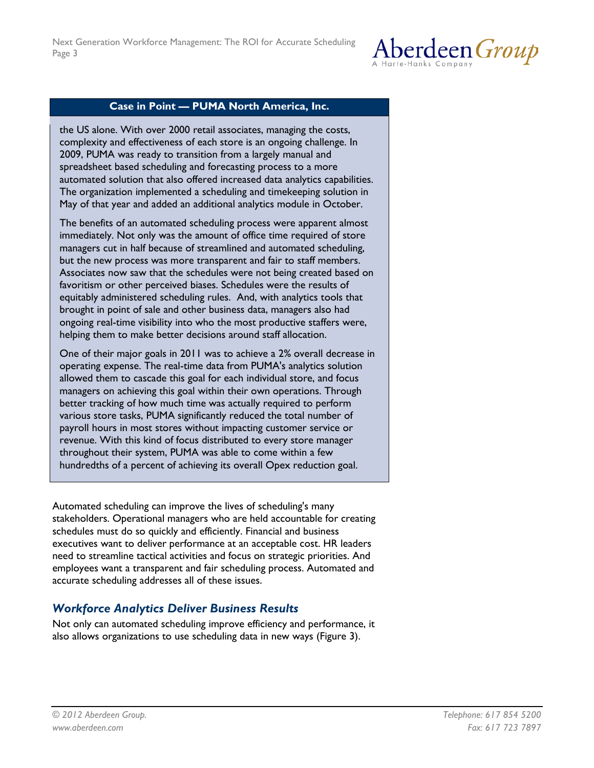**Case in Point — PUMA North America, Inc.**

the US alone. With over 2000 retail associates, managing the costs, complexity and effectiveness of each store is an ongoing challenge. In 2009, PUMA was ready to transition from a largely manual and spreadsheet based scheduling and forecasting process to a more automated solution that also offered increased data analytics capabilities. The organization implemented a scheduling and timekeeping solution in May of that year and added an additional analytics module in October.

The benefits of an automated scheduling process were apparent almost immediately. Not only was the amount of office time required of store managers cut in half because of streamlined and automated scheduling, but the new process was more transparent and fair to staff members. Associates now saw that the schedules were not being created based on favoritism or other perceived biases. Schedules were the results of equitably administered scheduling rules. And, with analytics tools that brought in point of sale and other business data, managers also had ongoing real-time visibility into who the most productive staffers were, helping them to make better decisions around staff allocation.

One of their major goals in 2011 was to achieve a 2% overall decrease in operating expense. The real-time data from PUMA's analytics solution allowed them to cascade this goal for each individual store, and focus managers on achieving this goal within their own operations. Through better tracking of how much time was actually required to perform various store tasks, PUMA significantly reduced the total number of payroll hours in most stores without impacting customer service or revenue. With this kind of focus distributed to every store manager throughout their system, PUMA was able to come within a few hundredths of a percent of achieving its overall Opex reduction goal.

Automated scheduling can improve the lives of scheduling's many stakeholders. Operational managers who are held accountable for creating schedules must do so quickly and efficiently. Financial and business executives want to deliver performance at an acceptable cost. HR leaders need to streamline tactical activities and focus on strategic priorities. And employees want a transparent and fair scheduling process. Automated and accurate scheduling addresses all of these issues.

## *Workforce Analytics Deliver Business Results*

Not only can automated scheduling improve efficiency and performance, it also allows organizations to use scheduling data in new ways (Figure 3).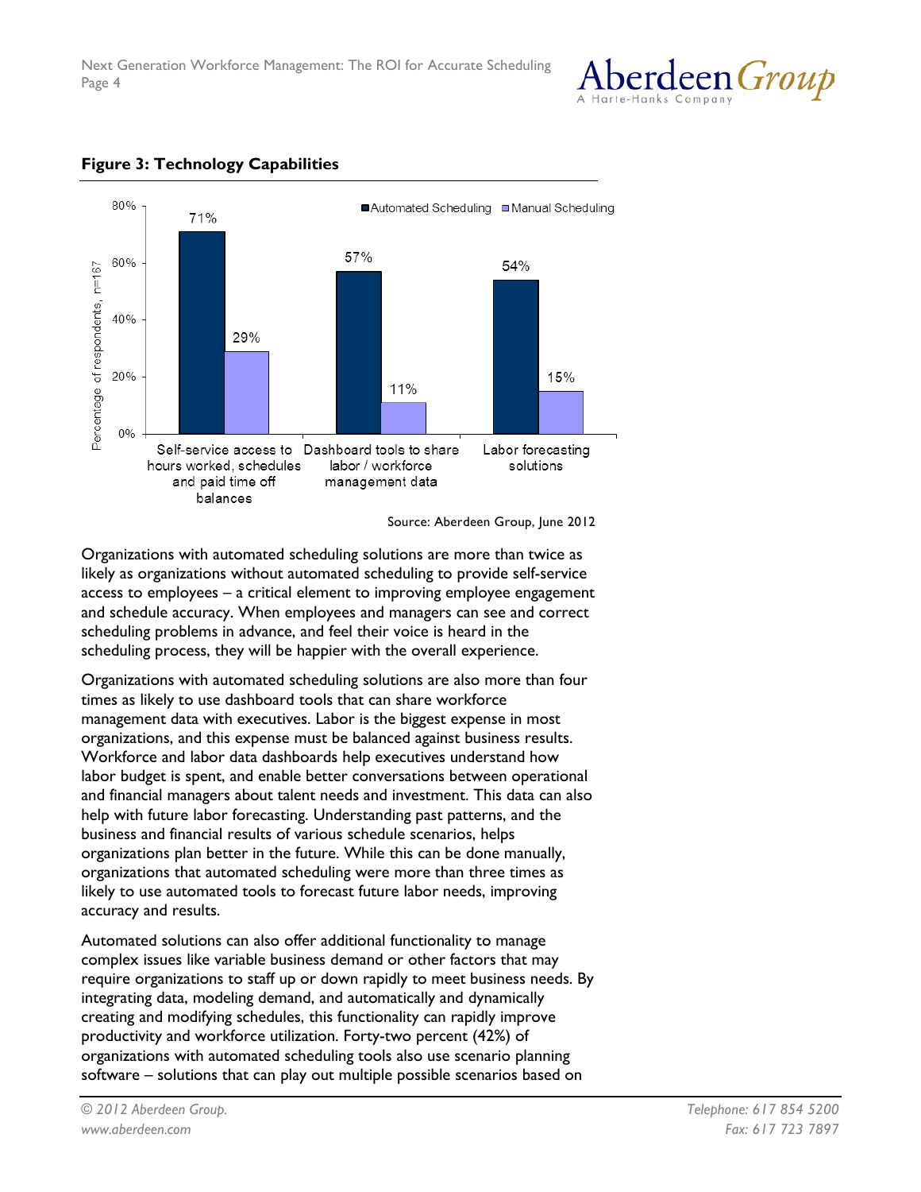**Figure 3: Technology Capabilities**

| | Automated Scheduling | Manual Scheduling |
|---|---|---|
| Self-service access to hours worked, schedules and paid time off balances | 71% | 29% |
| Dashboard tools to share labor / workforce management data | 57% | 11% |
| Labor forecasting solutions | 54% | 15% |

Percentage of respondents, n=167

Source: Aberdeen Group, June 2012

Organizations with automated scheduling solutions are more than twice as likely as organizations without automated scheduling to provide self-service access to employees – a critical element to improving employee engagement and schedule accuracy. When employees and managers can see and correct scheduling problems in advance, and feel their voice is heard in the scheduling process, they will be happier with the overall experience.

Organizations with automated scheduling solutions are also more than four times as likely to use dashboard tools that can share workforce management data with executives. Labor is the biggest expense in most organizations, and this expense must be balanced against business results. Workforce and labor data dashboards help executives understand how labor budget is spent, and enable better conversations between operational and financial managers about talent needs and investment. This data can also help with future labor forecasting. Understanding past patterns, and the business and financial results of various schedule scenarios, helps organizations plan better in the future. While this can be done manually, organizations that automated scheduling were more than three times as likely to use automated tools to forecast future labor needs, improving accuracy and results.

Automated solutions can also offer additional functionality to manage complex issues like variable business demand or other factors that may require organizations to staff up or down rapidly to meet business needs. By integrating data, modeling demand, and automatically and dynamically creating and modifying schedules, this functionality can rapidly improve productivity and workforce utilization. Forty-two percent (42%) of organizations with automated scheduling tools also use scenario planning software – solutions that can play out multiple possible scenarios based on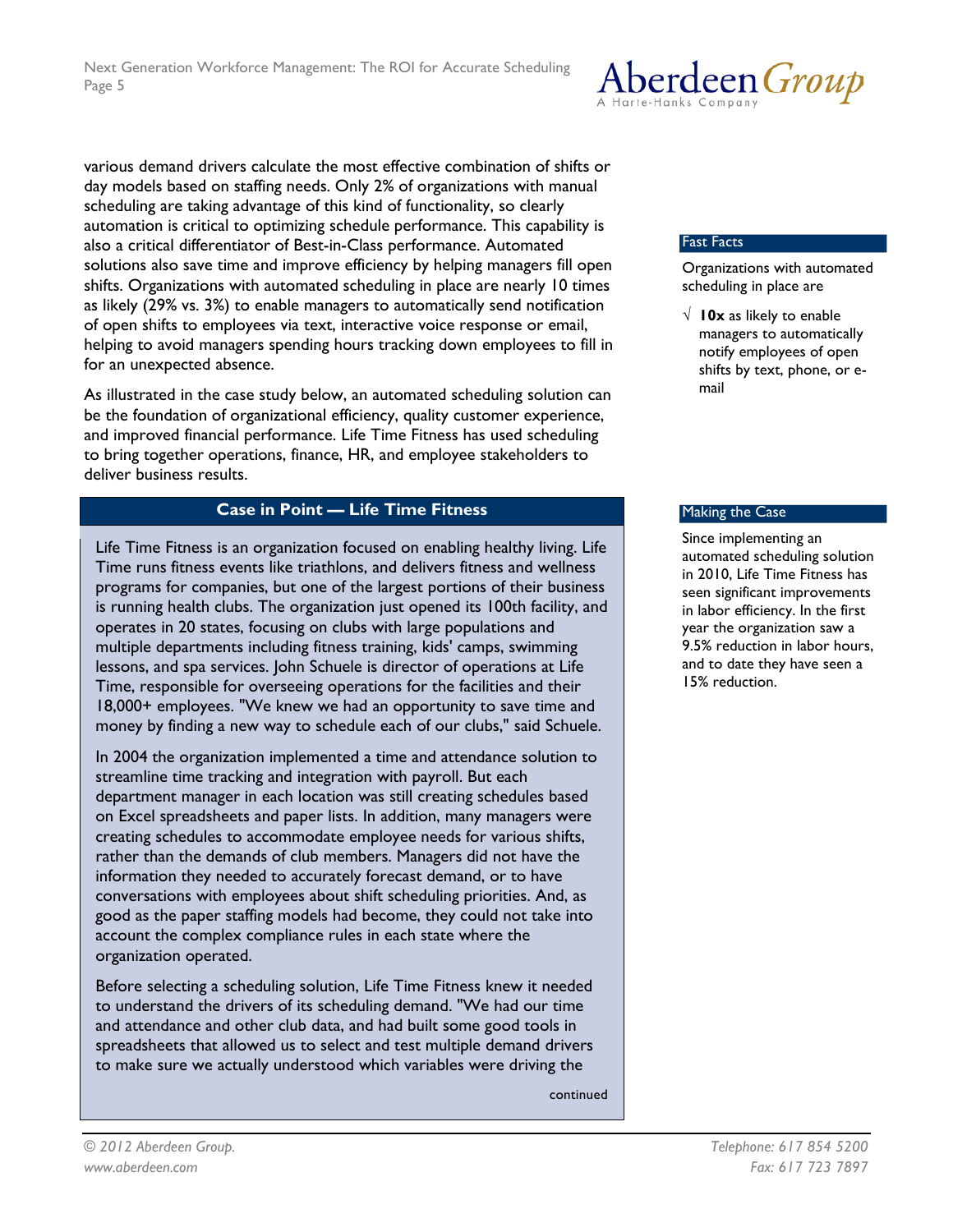various demand drivers calculate the most effective combination of shifts or day models based on staffing needs. Only 2% of organizations with manual scheduling are taking advantage of this kind of functionality, so clearly automation is critical to optimizing schedule performance. This capability is also a critical differentiator of Best-in-Class performance. Automated solutions also save time and improve efficiency by helping managers fill open shifts. Organizations with automated scheduling in place are nearly 10 times as likely (29% vs. 3%) to enable managers to automatically send notification of open shifts to employees via text, interactive voice response or email, helping to avoid managers spending hours tracking down employees to fill in for an unexpected absence.

**Fast Facts**

Organizations with automated scheduling in place are

- √ **10x** as likely to enable managers to automatically notify employees of open shifts by text, phone, or e-mail

As illustrated in the case study below, an automated scheduling solution can be the foundation of organizational efficiency, quality customer experience, and improved financial performance. Life Time Fitness has used scheduling to bring together operations, finance, HR, and employee stakeholders to deliver business results.

### Case in Point — Life Time Fitness

Life Time Fitness is an organization focused on enabling healthy living. Life Time runs fitness events like triathlons, and delivers fitness and wellness programs for companies, but one of the largest portions of their business is running health clubs. The organization just opened its 100th facility, and operates in 20 states, focusing on clubs with large populations and multiple departments including fitness training, kids' camps, swimming lessons, and spa services. John Schuele is director of operations at Life Time, responsible for overseeing operations for the facilities and their 18,000+ employees. "We knew we had an opportunity to save time and money by finding a new way to schedule each of our clubs," said Schuele.

In 2004 the organization implemented a time and attendance solution to streamline time tracking and integration with payroll. But each department manager in each location was still creating schedules based on Excel spreadsheets and paper lists. In addition, many managers were creating schedules to accommodate employee needs for various shifts, rather than the demands of club members. Managers did not have the information they needed to accurately forecast demand, or to have conversations with employees about shift scheduling priorities. And, as good as the paper staffing models had become, they could not take into account the complex compliance rules in each state where the organization operated.

Before selecting a scheduling solution, Life Time Fitness knew it needed to understand the drivers of its scheduling demand. "We had our time and attendance and other club data, and had built some good tools in spreadsheets that allowed us to select and test multiple demand drivers to make sure we actually understood which variables were driving the

continued

**Making the Case**

Since implementing an automated scheduling solution in 2010, Life Time Fitness has seen significant improvements in labor efficiency. In the first year the organization saw a 9.5% reduction in labor hours, and to date they have seen a 15% reduction.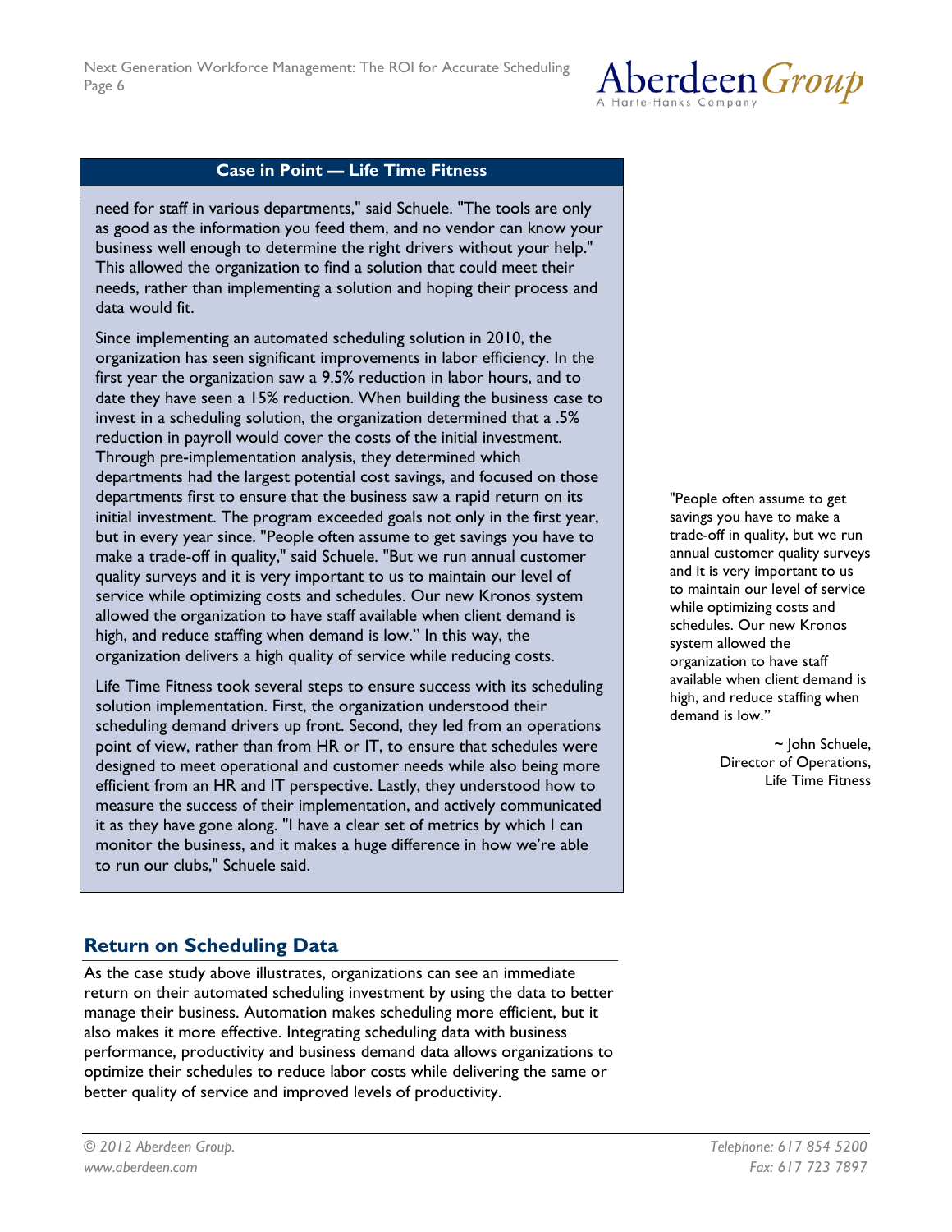**Case in Point — Life Time Fitness**

need for staff in various departments," said Schuele. "The tools are only as good as the information you feed them, and no vendor can know your business well enough to determine the right drivers without your help." This allowed the organization to find a solution that could meet their needs, rather than implementing a solution and hoping their process and data would fit.

Since implementing an automated scheduling solution in 2010, the organization has seen significant improvements in labor efficiency. In the first year the organization saw a 9.5% reduction in labor hours, and to date they have seen a 15% reduction. When building the business case to invest in a scheduling solution, the organization determined that a .5% reduction in payroll would cover the costs of the initial investment. Through pre-implementation analysis, they determined which departments had the largest potential cost savings, and focused on those departments first to ensure that the business saw a rapid return on its initial investment. The program exceeded goals not only in the first year, but in every year since. "People often assume to get savings you have to make a trade-off in quality," said Schuele. "But we run annual customer quality surveys and it is very important to us to maintain our level of service while optimizing costs and schedules. Our new Kronos system allowed the organization to have staff available when client demand is high, and reduce staffing when demand is low." In this way, the organization delivers a high quality of service while reducing costs.

Life Time Fitness took several steps to ensure success with its scheduling solution implementation. First, the organization understood their scheduling demand drivers up front. Second, they led from an operations point of view, rather than from HR or IT, to ensure that schedules were designed to meet operational and customer needs while also being more efficient from an HR and IT perspective. Lastly, they understood how to measure the success of their implementation, and actively communicated it as they have gone along. "I have a clear set of metrics by which I can monitor the business, and it makes a huge difference in how we're able to run our clubs," Schuele said.

"People often assume to get savings you have to make a trade-off in quality, but we run annual customer quality surveys and it is very important to us to maintain our level of service while optimizing costs and schedules. Our new Kronos system allowed the organization to have staff available when client demand is high, and reduce staffing when demand is low."

~ John Schuele,
Director of Operations,
Life Time Fitness

## Return on Scheduling Data

As the case study above illustrates, organizations can see an immediate return on their automated scheduling investment by using the data to better manage their business. Automation makes scheduling more efficient, but it also makes it more effective. Integrating scheduling data with business performance, productivity and business demand data allows organizations to optimize their schedules to reduce labor costs while delivering the same or better quality of service and improved levels of productivity.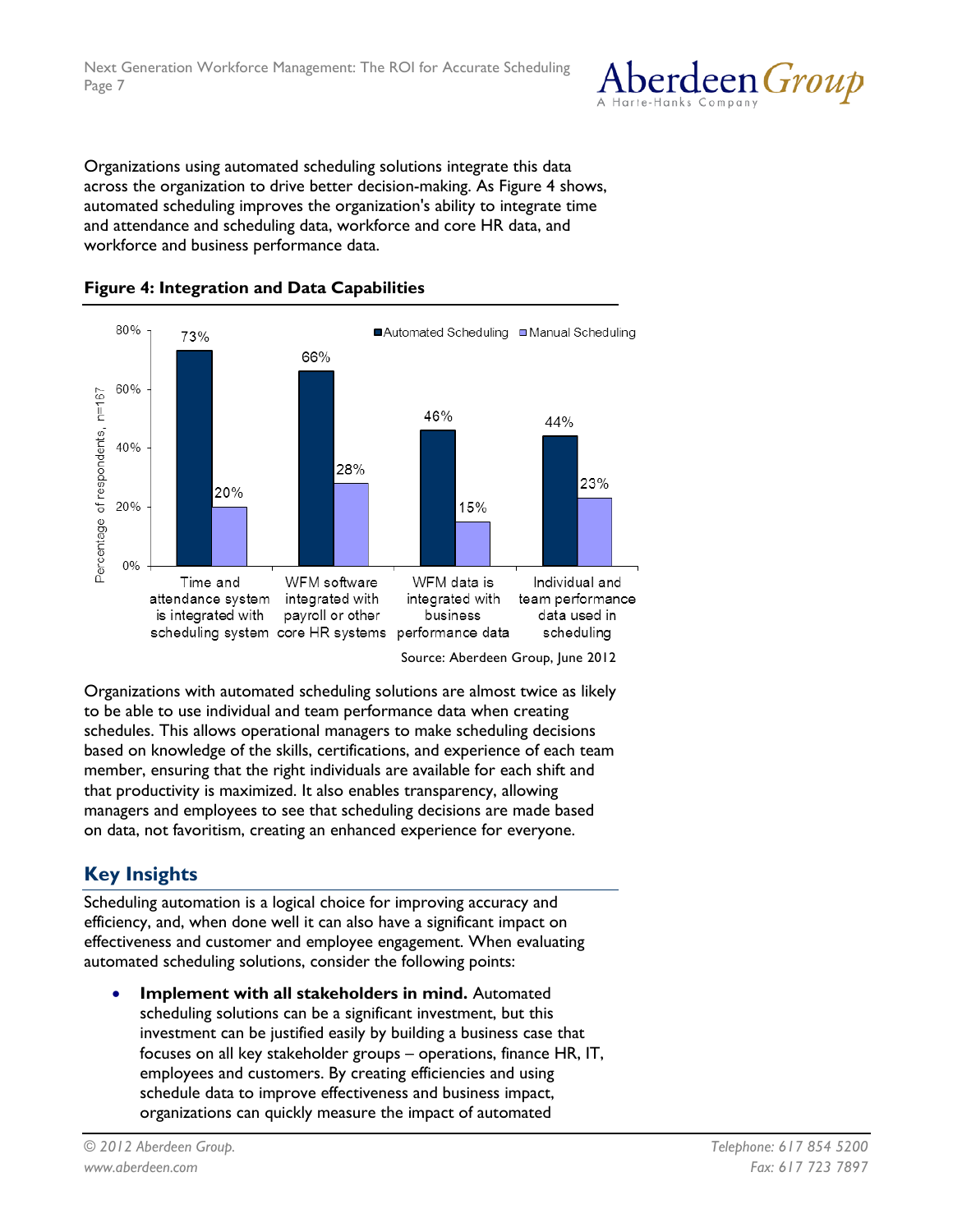Organizations using automated scheduling solutions integrate this data across the organization to drive better decision-making. As Figure 4 shows, automated scheduling improves the organization's ability to integrate time and attendance and scheduling data, workforce and core HR data, and workforce and business performance data.

**Figure 4: Integration and Data Capabilities**

| | Automated Scheduling | Manual Scheduling |
|---|---|---|
| Time and attendance system is integrated with scheduling system | 73% | 20% |
| WFM software integrated with payroll or other core HR systems | 66% | 28% |
| WFM data is integrated with business performance data | 46% | 15% |
| Individual and team performance data used in scheduling | 44% | 23% |

Percentage of respondents, n=167

Source: Aberdeen Group, June 2012

Organizations with automated scheduling solutions are almost twice as likely to be able to use individual and team performance data when creating schedules. This allows operational managers to make scheduling decisions based on knowledge of the skills, certifications, and experience of each team member, ensuring that the right individuals are available for each shift and that productivity is maximized. It also enables transparency, allowing managers and employees to see that scheduling decisions are made based on data, not favoritism, creating an enhanced experience for everyone.

## Key Insights

Scheduling automation is a logical choice for improving accuracy and efficiency, and, when done well it can also have a significant impact on effectiveness and customer and employee engagement. When evaluating automated scheduling solutions, consider the following points:

- **Implement with all stakeholders in mind.** Automated scheduling solutions can be a significant investment, but this investment can be justified easily by building a business case that focuses on all key stakeholder groups – operations, finance HR, IT, employees and customers. By creating efficiencies and using schedule data to improve effectiveness and business impact, organizations can quickly measure the impact of automated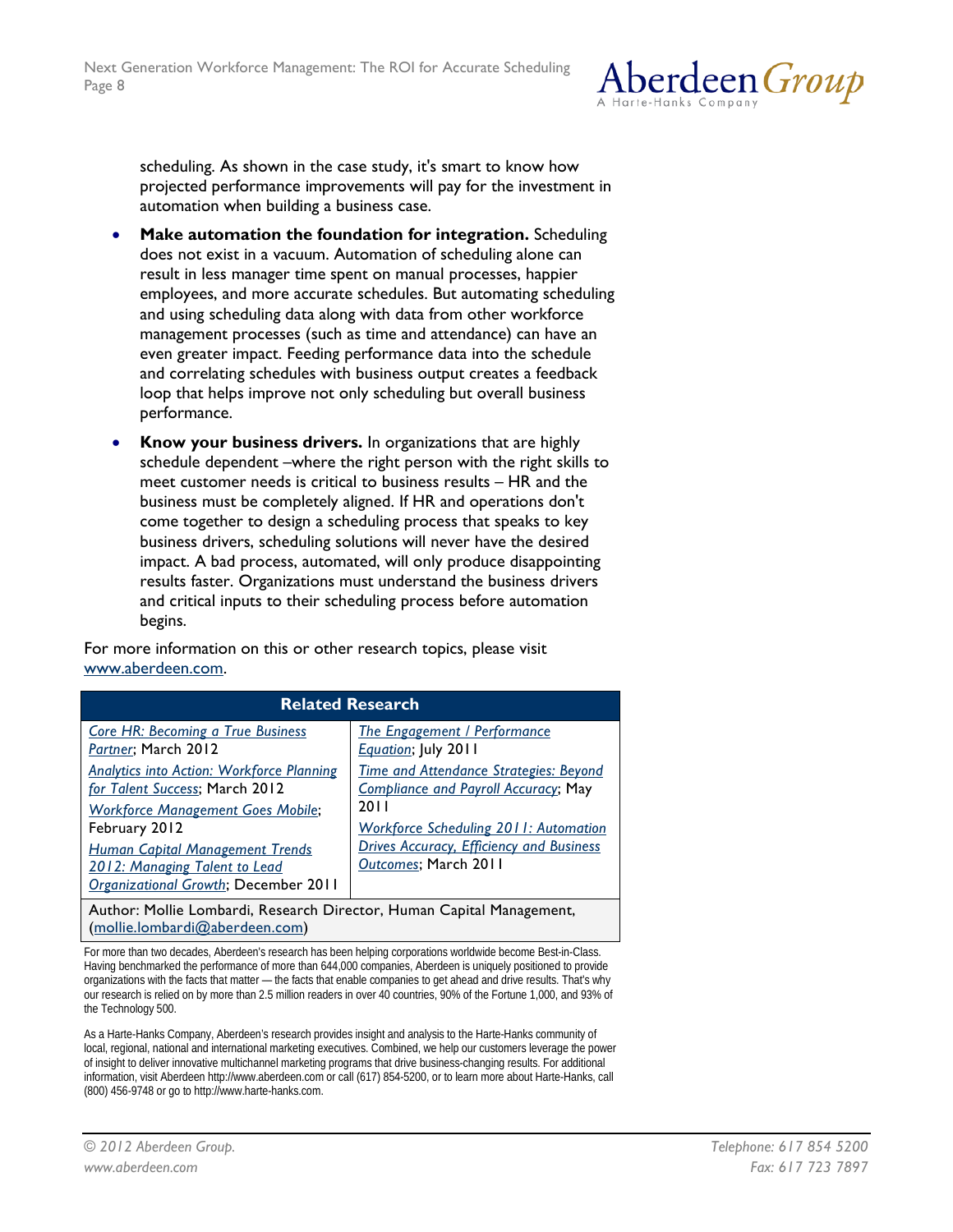scheduling. As shown in the case study, it's smart to know how projected performance improvements will pay for the investment in automation when building a business case.

- **Make automation the foundation for integration.** Scheduling does not exist in a vacuum. Automation of scheduling alone can result in less manager time spent on manual processes, happier employees, and more accurate schedules. But automating scheduling and using scheduling data along with data from other workforce management processes (such as time and attendance) can have an even greater impact. Feeding performance data into the schedule and correlating schedules with business output creates a feedback loop that helps improve not only scheduling but overall business performance.
- **Know your business drivers.** In organizations that are highly schedule dependent –where the right person with the right skills to meet customer needs is critical to business results – HR and the business must be completely aligned. If HR and operations don't come together to design a scheduling process that speaks to key business drivers, scheduling solutions will never have the desired impact. A bad process, automated, will only produce disappointing results faster. Organizations must understand the business drivers and critical inputs to their scheduling process before automation begins.

For more information on this or other research topics, please visit www.aberdeen.com.

| Related Research | |
|---|---|
| *Core HR: Becoming a True Business Partner*; March 2012 | *The Engagement / Performance Equation*; July 2011 |
| *Analytics into Action: Workforce Planning for Talent Success*; March 2012 | *Time and Attendance Strategies: Beyond Compliance and Payroll Accuracy*; May 2011 |
| *Workforce Management Goes Mobile*; February 2012 | *Workforce Scheduling 2011: Automation Drives Accuracy, Efficiency and Business Outcomes*; March 2011 |
| *Human Capital Management Trends 2012: Managing Talent to Lead Organizational Growth*; December 2011 | |

Author: Mollie Lombardi, Research Director, Human Capital Management, (mollie.lombardi@aberdeen.com)

For more than two decades, Aberdeen's research has been helping corporations worldwide become Best-in-Class. Having benchmarked the performance of more than 644,000 companies, Aberdeen is uniquely positioned to provide organizations with the facts that matter — the facts that enable companies to get ahead and drive results. That's why our research is relied on by more than 2.5 million readers in over 40 countries, 90% of the Fortune 1,000, and 93% of the Technology 500.

As a Harte-Hanks Company, Aberdeen's research provides insight and analysis to the Harte-Hanks community of local, regional, national and international marketing executives. Combined, we help our customers leverage the power of insight to deliver innovative multichannel marketing programs that drive business-changing results. For additional information, visit Aberdeen http://www.aberdeen.com or call (617) 854-5200, or to learn more about Harte-Hanks, call (800) 456-9748 or go to http://www.harte-hanks.com.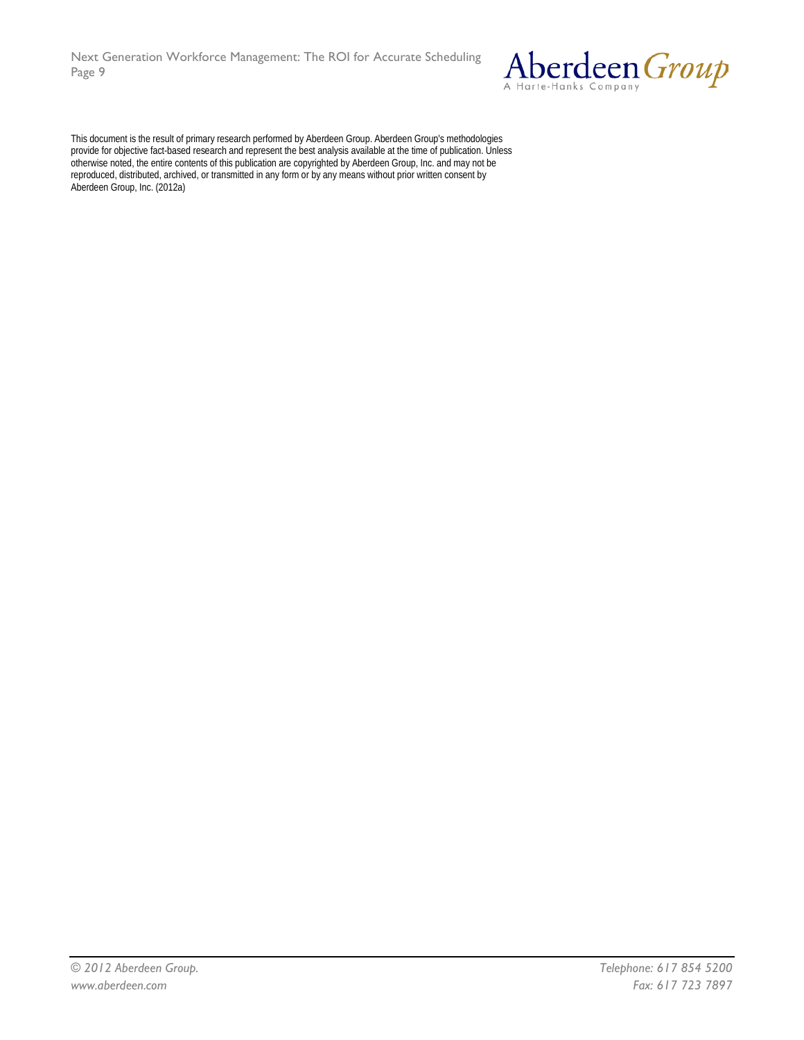This document is the result of primary research performed by Aberdeen Group. Aberdeen Group's methodologies provide for objective fact-based research and represent the best analysis available at the time of publication. Unless otherwise noted, the entire contents of this publication are copyrighted by Aberdeen Group, Inc. and may not be reproduced, distributed, archived, or transmitted in any form or by any means without prior written consent by Aberdeen Group, Inc. (2012a)